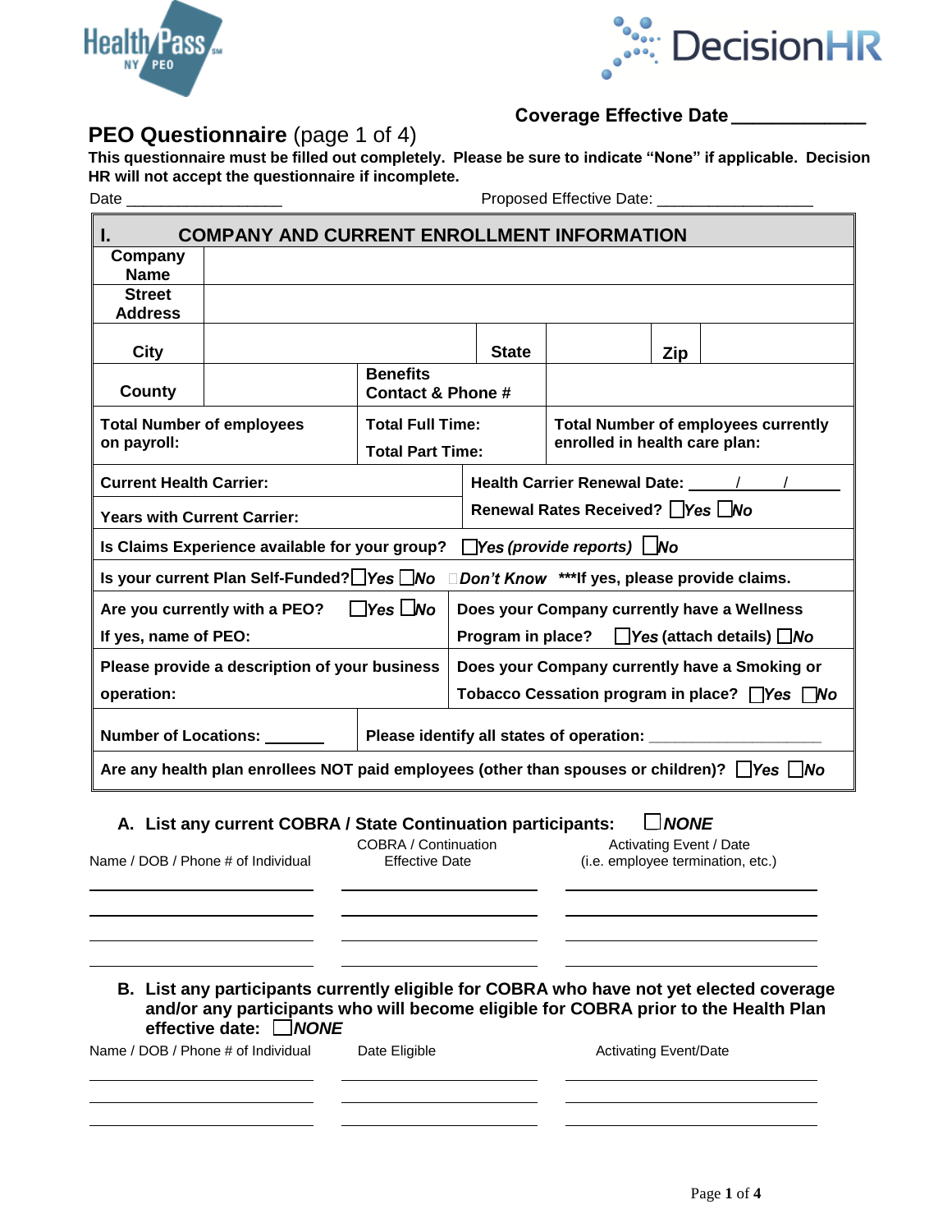Health Pass NY PEO SM

DecisionHR

**Coverage Effective Date \_\_\_\_\_\_\_\_\_\_\_\_\_**

## **PEO Questionnaire** (page 1 of 4)

**This questionnaire must be filled out completely. Please be sure to indicate "None" if applicable. Decision HR will not accept the questionnaire if incomplete.**

Date \_\_\_\_\_\_\_\_\_\_\_\_\_\_\_\_\_\_ Proposed Effective Date: \_\_\_\_\_\_\_\_\_\_\_\_\_\_\_\_\_\_

| **I. COMPANY AND CURRENT ENROLLMENT INFORMATION** | | | | | |
|---|---|---|---|---|---|
| **Company Name** | | | | | |
| **Street Address** | | | | | |
| **City** | | **State** | | **Zip** | |
| **County** | | **Benefits Contact & Phone #** | | | |
| **Total Number of employees on payroll:** | | **Total Full Time:** **Total Part Time:** | | **Total Number of employees currently enrolled in health care plan:** | |
| **Current Health Carrier:** | | | **Health Carrier Renewal Date: \_\_\_\_\_/\_\_\_\_\_/\_\_\_\_\_\_\_** | | |
| **Years with Current Carrier:** | | | **Renewal Rates Received?** ☐ ***Yes*** ☐ ***No*** | | |
| **Is Claims Experience available for your group?** ☐ ***Yes (provide reports)*** ☐ ***No*** | | | | | |
| **Is your current Plan Self-Funded?** ☐ ***Yes*** ☐ ***No*** ☐ ***Don't Know*** **\*\*\*If yes, please provide claims.** | | | | | |
| **Are you currently with a PEO?** ☐ ***Yes*** ☐ ***No*** **If yes, name of PEO:** | | | **Does your Company currently have a Wellness Program in place?** ☐ ***Yes*** **(attach details)** ☐ ***No*** | | |
| **Please provide a description of your business operation:** | | | **Does your Company currently have a Smoking or Tobacco Cessation program in place?** ☐ ***Yes*** ☐ ***No*** | | |
| **Number of Locations: \_\_\_\_\_\_\_** | | **Please identify all states of operation: \_\_\_\_\_\_\_\_\_\_\_\_\_\_\_\_\_\_\_\_** | | | |
| **Are any health plan enrollees NOT paid employees (other than spouses or children)?** ☐ ***Yes*** ☐ ***No*** | | | | | |

### **A. List any current COBRA / State Continuation participants:** ☐ ***NONE***

| Name / DOB / Phone # of Individual | COBRA / Continuation Effective Date | Activating Event / Date (i.e. employee termination, etc.) |
|---|---|---|
| | | |
| | | |
| | | |
| | | |

### **B. List any participants currently eligible for COBRA who have not yet elected coverage and/or any participants who will become eligible for COBRA prior to the Health Plan effective date:** ☐ ***NONE***

| Name / DOB / Phone # of Individual | Date Eligible | Activating Event/Date |
|---|---|---|
| | | |
| | | |
| | | |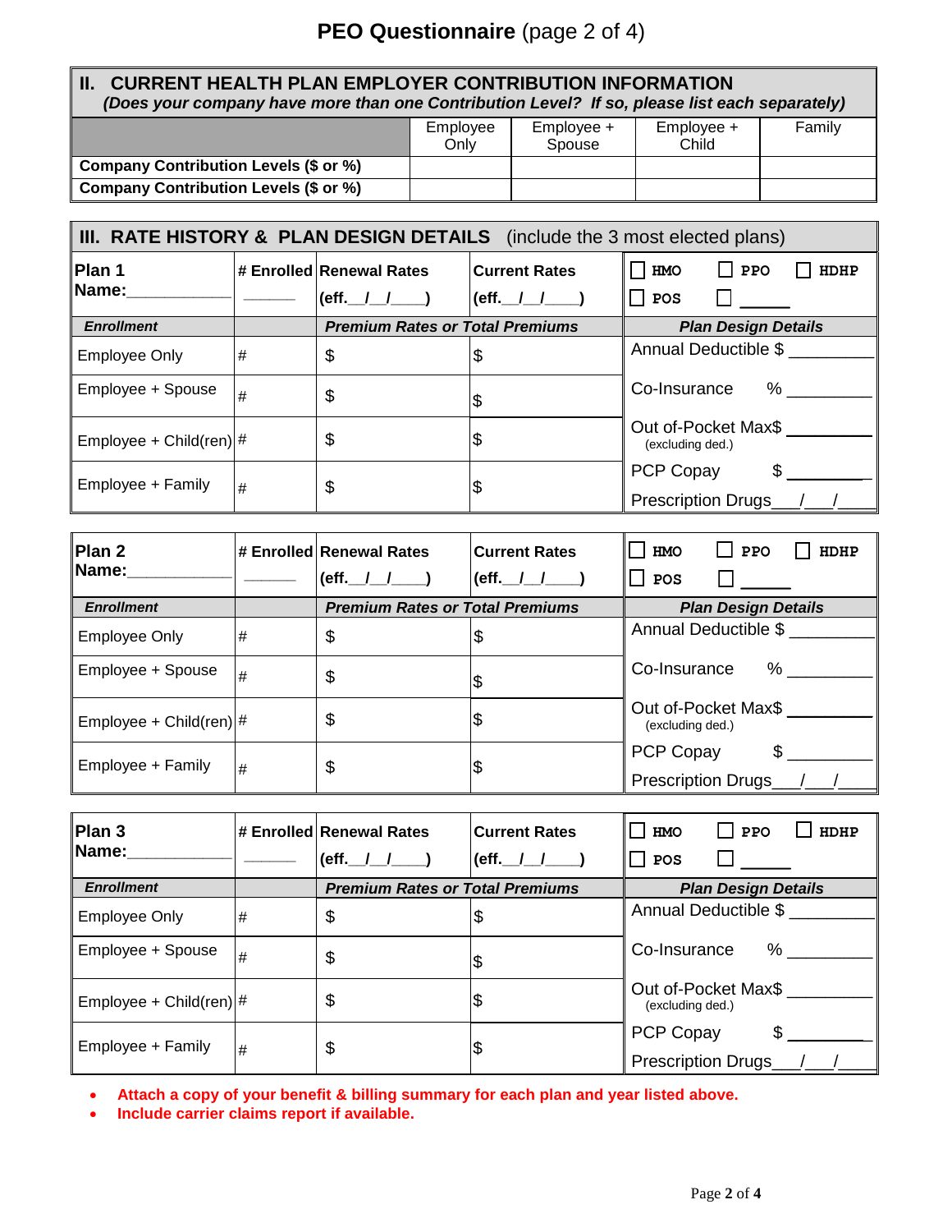# PEO Questionnaire (page 2 of 4)

## II. CURRENT HEALTH PLAN EMPLOYER CONTRIBUTION INFORMATION

*(Does your company have more than one Contribution Level? If so, please list each separately)*

| | Employee Only | Employee + Spouse | Employee + Child | Family |
|---|---|---|---|---|
| **Company Contribution Levels ($ or %)** | | | | |
| **Company Contribution Levels ($ or %)** | | | | |

## III. RATE HISTORY & PLAN DESIGN DETAILS (include the 3 most elected plans)

| **Plan 1 Name:**___________ | **# Enrolled** ______ | **Renewal Rates (eff.__/__/____)** | **Current Rates (eff.__/__/____)** | ☐ HMO ☐ PPO ☐ HDHP ☐ POS ☐ ______ |
|---|---|---|---|---|
| ***Enrollment*** | | ***Premium Rates or Total Premiums*** | | ***Plan Design Details*** |
| Employee Only | # | $ | $ | Annual Deductible $ _________ |
| Employee + Spouse | # | $ | $ | Co-Insurance % _________ |
| Employee + Child(ren) | # | $ | $ | Out of-Pocket Max$ _________ (excluding ded.) |
| Employee + Family | # | $ | $ | PCP Copay $ _________ Prescription Drugs___/___/____ |

| **Plan 2 Name:**___________ | **# Enrolled** ______ | **Renewal Rates (eff.__/__/____)** | **Current Rates (eff.__/__/____)** | ☐ HMO ☐ PPO ☐ HDHP ☐ POS ☐ ______ |
|---|---|---|---|---|
| ***Enrollment*** | | ***Premium Rates or Total Premiums*** | | ***Plan Design Details*** |
| Employee Only | # | $ | $ | Annual Deductible $ _________ |
| Employee + Spouse | # | $ | $ | Co-Insurance % _________ |
| Employee + Child(ren) | # | $ | $ | Out of-Pocket Max$ _________ (excluding ded.) |
| Employee + Family | # | $ | $ | PCP Copay $ _________ Prescription Drugs___/___/____ |

| **Plan 3 Name:**___________ | **# Enrolled** ______ | **Renewal Rates (eff.__/__/____)** | **Current Rates (eff.__/__/____)** | ☐ HMO ☐ PPO ☐ HDHP ☐ POS ☐ ______ |
|---|---|---|---|---|
| ***Enrollment*** | | ***Premium Rates or Total Premiums*** | | ***Plan Design Details*** |
| Employee Only | # | $ | $ | Annual Deductible $ _________ |
| Employee + Spouse | # | $ | $ | Co-Insurance % _________ |
| Employee + Child(ren) | # | $ | $ | Out of-Pocket Max$ _________ (excluding ded.) |
| Employee + Family | # | $ | $ | PCP Copay $ _________ Prescription Drugs___/___/____ |

- **Attach a copy of your benefit & billing summary for each plan and year listed above.**
- **Include carrier claims report if available.**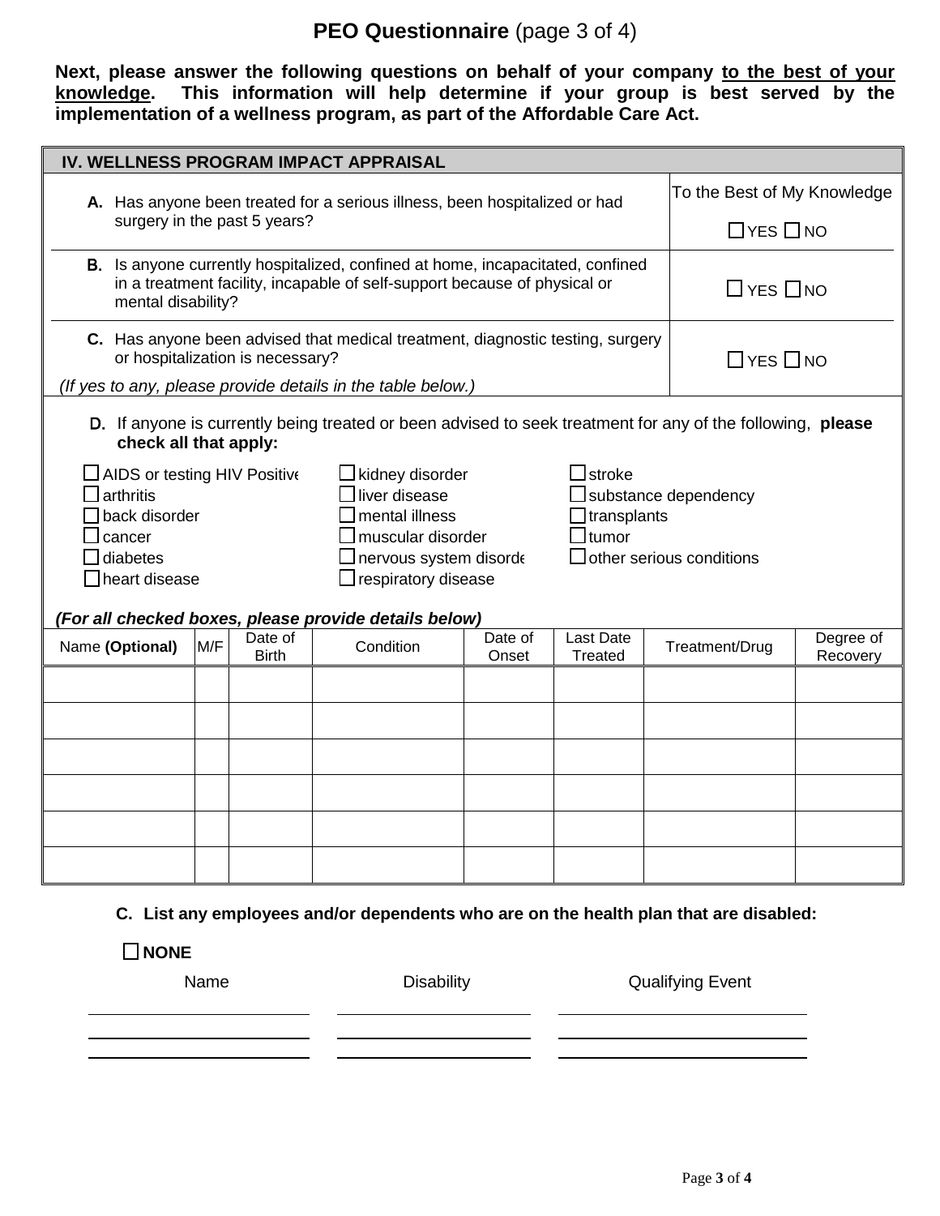# PEO Questionnaire (page 3 of 4)

**Next, please answer the following questions on behalf of your company <u>to the best of your knowledge</u>. This information will help determine if your group is best served by the implementation of a wellness program, as part of the Affordable Care Act.**

## IV. WELLNESS PROGRAM IMPACT APPRAISAL

| | To the Best of My Knowledge |
|---|---|
| **A.** Has anyone been treated for a serious illness, been hospitalized or had surgery in the past 5 years? | ☐ YES ☐ NO |
| **B.** Is anyone currently hospitalized, confined at home, incapacitated, confined in a treatment facility, incapable of self-support because of physical or mental disability? | ☐ YES ☐ NO |
| **C.** Has anyone been advised that medical treatment, diagnostic testing, surgery or hospitalization is necessary? | ☐ YES ☐ NO |

*(If yes to any, please provide details in the table below.)*

**D.** If anyone is currently being treated or been advised to seek treatment for any of the following, **please check all that apply:**

- ☐ AIDS or testing HIV Positive
- ☐ arthritis
- ☐ back disorder
- ☐ cancer
- ☐ diabetes
- ☐ heart disease
- ☐ kidney disorder
- ☐ liver disease
- ☐ mental illness
- ☐ muscular disorder
- ☐ nervous system disorder
- ☐ respiratory disease
- ☐ stroke
- ☐ substance dependency
- ☐ transplants
- ☐ tumor
- ☐ other serious conditions

***(For all checked boxes, please provide details below)***

| Name **(Optional)** | M/F | Date of Birth | Condition | Date of Onset | Last Date Treated | Treatment/Drug | Degree of Recovery |
|---|---|---|---|---|---|---|---|
| | | | | | | | |
| | | | | | | | |
| | | | | | | | |
| | | | | | | | |
| | | | | | | | |
| | | | | | | | |

**C. List any employees and/or dependents who are on the health plan that are disabled:**

☐ **NONE**

| Name | Disability | Qualifying Event |
|---|---|---|
| | | |
| | | |
| | | |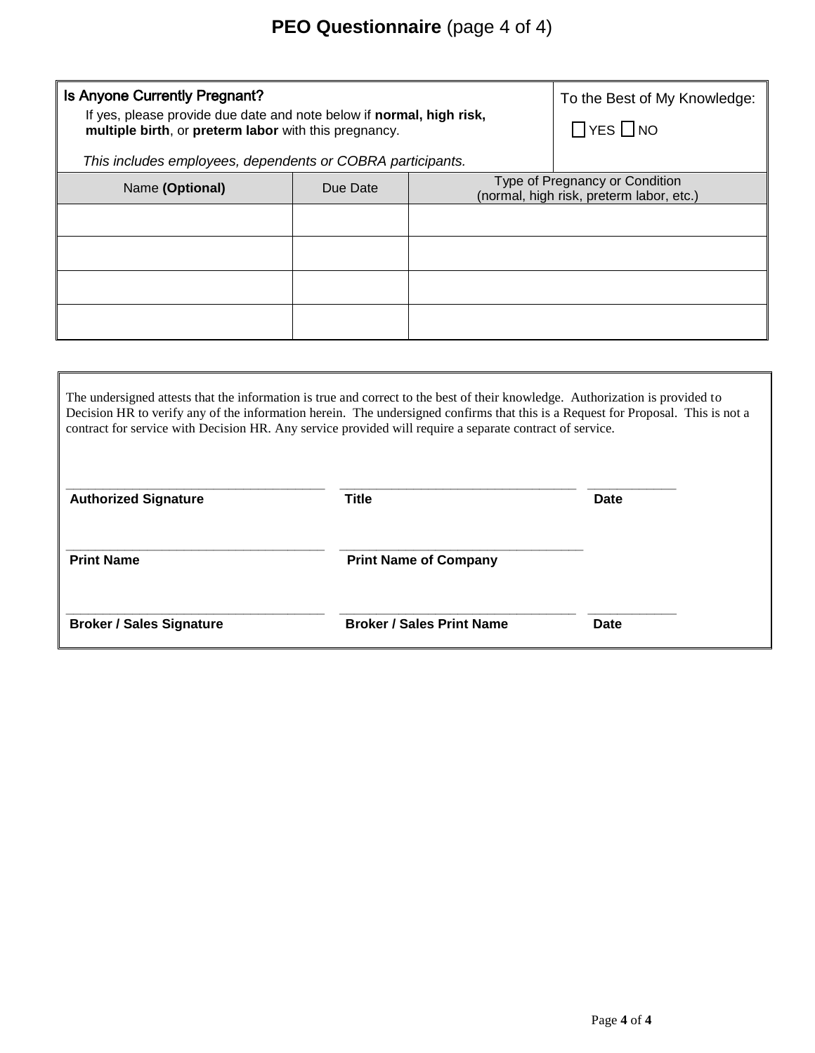# **PEO Questionnaire** (page 4 of 4)

**Is Anyone Currently Pregnant?**

If yes, please provide due date and note below if **normal, high risk, multiple birth**, or **preterm labor** with this pregnancy.

*This includes employees, dependents or COBRA participants.*

To the Best of My Knowledge:

☐ YES ☐ NO

| Name **(Optional)** | Due Date | Type of Pregnancy or Condition (normal, high risk, preterm labor, etc.) |
|---|---|---|
| | | |
| | | |
| | | |
| | | |

The undersigned attests that the information is true and correct to the best of their knowledge. Authorization is provided to Decision HR to verify any of the information herein. The undersigned confirms that this is a Request for Proposal. This is not a contract for service with Decision HR. Any service provided will require a separate contract of service.

| | | |
|---|---|---|
| ______________________________ | ______________________________ | ____________ |
| **Authorized Signature** | **Title** | **Date** |
| ______________________________ | ______________________________ | |
| **Print Name** | **Print Name of Company** | |
| ______________________________ | ______________________________ | ____________ |
| **Broker / Sales Signature** | **Broker / Sales Print Name** | **Date** |